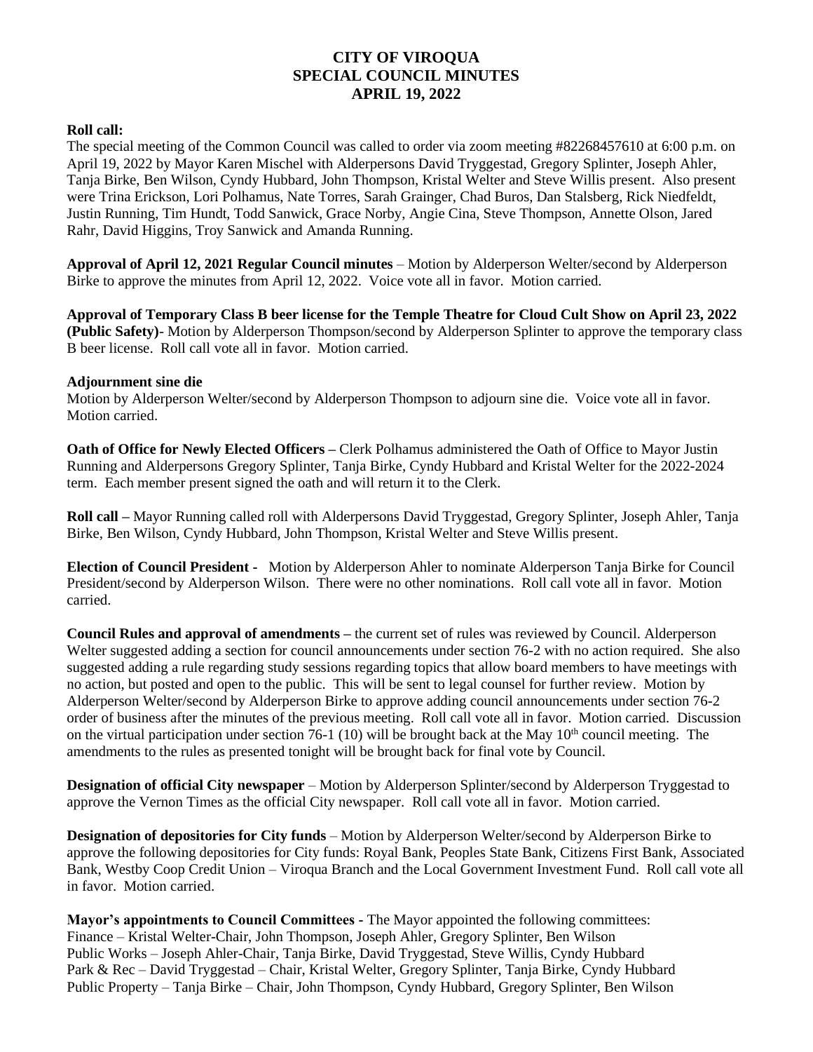# CITY OF VIROQUA
# SPECIAL COUNCIL MINUTES
# APRIL 19, 2022

**Roll call:**
The special meeting of the Common Council was called to order via zoom meeting #82268457610 at 6:00 p.m. on April 19, 2022 by Mayor Karen Mischel with Alderpersons David Tryggestad, Gregory Splinter, Joseph Ahler, Tanja Birke, Ben Wilson, Cyndy Hubbard, John Thompson, Kristal Welter and Steve Willis present. Also present were Trina Erickson, Lori Polhamus, Nate Torres, Sarah Grainger, Chad Buros, Dan Stalsberg, Rick Niedfeldt, Justin Running, Tim Hundt, Todd Sanwick, Grace Norby, Angie Cina, Steve Thompson, Annette Olson, Jared Rahr, David Higgins, Troy Sanwick and Amanda Running.

**Approval of April 12, 2021 Regular Council minutes** – Motion by Alderperson Welter/second by Alderperson Birke to approve the minutes from April 12, 2022. Voice vote all in favor. Motion carried.

**Approval of Temporary Class B beer license for the Temple Theatre for Cloud Cult Show on April 23, 2022 (Public Safety)**- Motion by Alderperson Thompson/second by Alderperson Splinter to approve the temporary class B beer license. Roll call vote all in favor. Motion carried.

**Adjournment sine die**
Motion by Alderperson Welter/second by Alderperson Thompson to adjourn sine die. Voice vote all in favor. Motion carried.

**Oath of Office for Newly Elected Officers –** Clerk Polhamus administered the Oath of Office to Mayor Justin Running and Alderpersons Gregory Splinter, Tanja Birke, Cyndy Hubbard and Kristal Welter for the 2022-2024 term. Each member present signed the oath and will return it to the Clerk.

**Roll call –** Mayor Running called roll with Alderpersons David Tryggestad, Gregory Splinter, Joseph Ahler, Tanja Birke, Ben Wilson, Cyndy Hubbard, John Thompson, Kristal Welter and Steve Willis present.

**Election of Council President -** Motion by Alderperson Ahler to nominate Alderperson Tanja Birke for Council President/second by Alderperson Wilson. There were no other nominations. Roll call vote all in favor. Motion carried.

**Council Rules and approval of amendments –** the current set of rules was reviewed by Council. Alderperson Welter suggested adding a section for council announcements under section 76-2 with no action required. She also suggested adding a rule regarding study sessions regarding topics that allow board members to have meetings with no action, but posted and open to the public. This will be sent to legal counsel for further review. Motion by Alderperson Welter/second by Alderperson Birke to approve adding council announcements under section 76-2 order of business after the minutes of the previous meeting. Roll call vote all in favor. Motion carried. Discussion on the virtual participation under section 76-1 (10) will be brought back at the May 10th council meeting. The amendments to the rules as presented tonight will be brought back for final vote by Council.

**Designation of official City newspaper** – Motion by Alderperson Splinter/second by Alderperson Tryggestad to approve the Vernon Times as the official City newspaper. Roll call vote all in favor. Motion carried.

**Designation of depositories for City funds** – Motion by Alderperson Welter/second by Alderperson Birke to approve the following depositories for City funds: Royal Bank, Peoples State Bank, Citizens First Bank, Associated Bank, Westby Coop Credit Union – Viroqua Branch and the Local Government Investment Fund. Roll call vote all in favor. Motion carried.

**Mayor's appointments to Council Committees -** The Mayor appointed the following committees:
Finance – Kristal Welter-Chair, John Thompson, Joseph Ahler, Gregory Splinter, Ben Wilson
Public Works – Joseph Ahler-Chair, Tanja Birke, David Tryggestad, Steve Willis, Cyndy Hubbard
Park & Rec – David Tryggestad – Chair, Kristal Welter, Gregory Splinter, Tanja Birke, Cyndy Hubbard
Public Property – Tanja Birke – Chair, John Thompson, Cyndy Hubbard, Gregory Splinter, Ben Wilson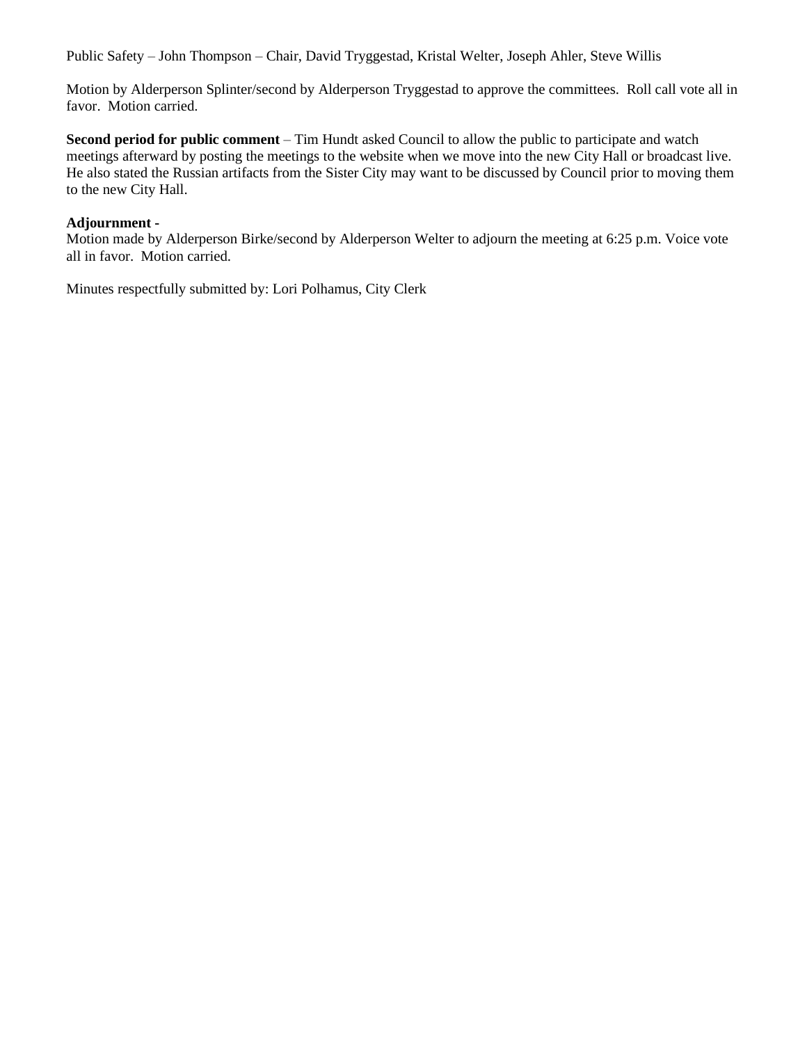Public Safety – John Thompson – Chair, David Tryggestad, Kristal Welter, Joseph Ahler, Steve Willis

Motion by Alderperson Splinter/second by Alderperson Tryggestad to approve the committees. Roll call vote all in favor. Motion carried.

**Second period for public comment** – Tim Hundt asked Council to allow the public to participate and watch meetings afterward by posting the meetings to the website when we move into the new City Hall or broadcast live. He also stated the Russian artifacts from the Sister City may want to be discussed by Council prior to moving them to the new City Hall.

**Adjournment -**
Motion made by Alderperson Birke/second by Alderperson Welter to adjourn the meeting at 6:25 p.m. Voice vote all in favor. Motion carried.

Minutes respectfully submitted by: Lori Polhamus, City Clerk